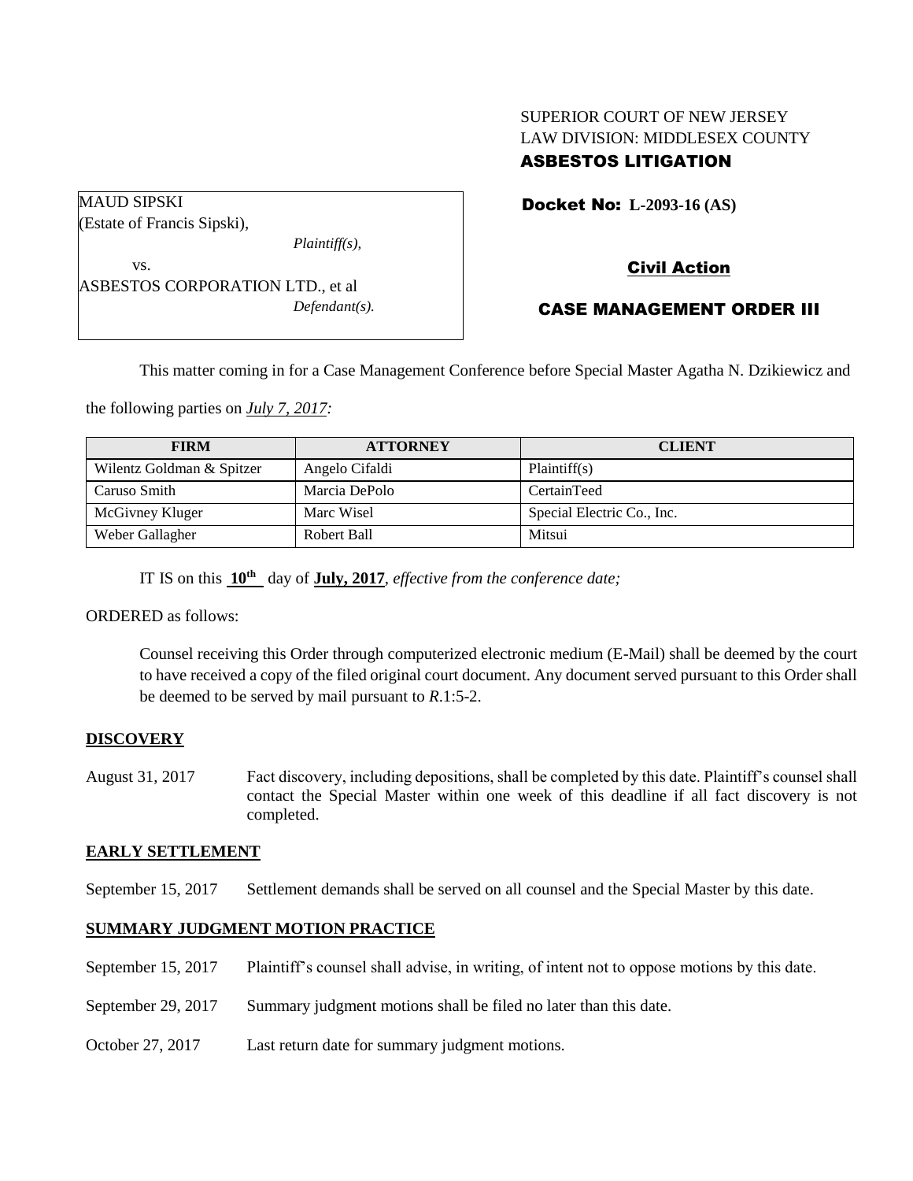SUPERIOR COURT OF NEW JERSEY
LAW DIVISION: MIDDLESEX COUNTY
**ASBESTOS LITIGATION**

MAUD SIPSKI
(Estate of Francis Sipski),
*Plaintiff(s),*
vs.
ASBESTOS CORPORATION LTD., et al
*Defendant(s).*

**Docket No: L-2093-16 (AS)**

**Civil Action**

**CASE MANAGEMENT ORDER III**

This matter coming in for a Case Management Conference before Special Master Agatha N. Dzikiewicz and the following parties on *July 7, 2017:*

| FIRM | ATTORNEY | CLIENT |
|---|---|---|
| Wilentz Goldman & Spitzer | Angelo Cifaldi | Plaintiff(s) |
| Caruso Smith | Marcia DePolo | CertainTeed |
| McGivney Kluger | Marc Wisel | Special Electric Co., Inc. |
| Weber Gallagher | Robert Ball | Mitsui |

IT IS on this **10th** day of **July, 2017**, *effective from the conference date;*

ORDERED as follows:

Counsel receiving this Order through computerized electronic medium (E-Mail) shall be deemed by the court to have received a copy of the filed original court document. Any document served pursuant to this Order shall be deemed to be served by mail pursuant to *R*.1:5-2.

**DISCOVERY**

August 31, 2017 Fact discovery, including depositions, shall be completed by this date. Plaintiff's counsel shall contact the Special Master within one week of this deadline if all fact discovery is not completed.

**EARLY SETTLEMENT**

September 15, 2017 Settlement demands shall be served on all counsel and the Special Master by this date.

**SUMMARY JUDGMENT MOTION PRACTICE**

September 15, 2017 Plaintiff's counsel shall advise, in writing, of intent not to oppose motions by this date.

September 29, 2017 Summary judgment motions shall be filed no later than this date.

October 27, 2017 Last return date for summary judgment motions.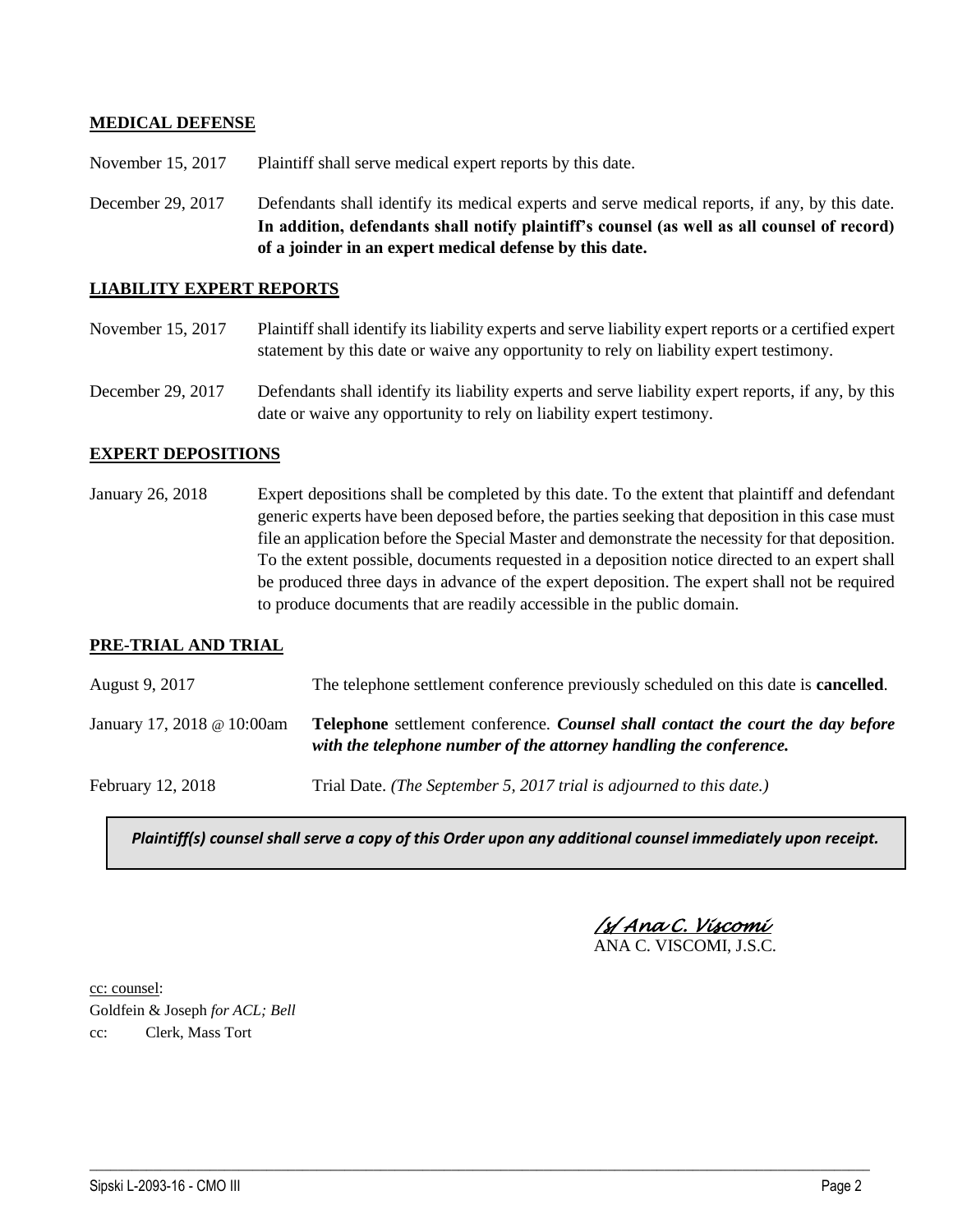**MEDICAL DEFENSE**

| | |
|---|---|
| November 15, 2017 | Plaintiff shall serve medical expert reports by this date. |
| December 29, 2017 | Defendants shall identify its medical experts and serve medical reports, if any, by this date. **In addition, defendants shall notify plaintiff's counsel (as well as all counsel of record) of a joinder in an expert medical defense by this date.** |

**LIABILITY EXPERT REPORTS**

| | |
|---|---|
| November 15, 2017 | Plaintiff shall identify its liability experts and serve liability expert reports or a certified expert statement by this date or waive any opportunity to rely on liability expert testimony. |
| December 29, 2017 | Defendants shall identify its liability experts and serve liability expert reports, if any, by this date or waive any opportunity to rely on liability expert testimony. |

**EXPERT DEPOSITIONS**

| | |
|---|---|
| January 26, 2018 | Expert depositions shall be completed by this date. To the extent that plaintiff and defendant generic experts have been deposed before, the parties seeking that deposition in this case must file an application before the Special Master and demonstrate the necessity for that deposition. To the extent possible, documents requested in a deposition notice directed to an expert shall be produced three days in advance of the expert deposition. The expert shall not be required to produce documents that are readily accessible in the public domain. |

**PRE-TRIAL AND TRIAL**

| | |
|---|---|
| August 9, 2017 | The telephone settlement conference previously scheduled on this date is **cancelled**. |
| January 17, 2018 @ 10:00am | **Telephone** settlement conference. ***Counsel shall contact the court the day before with the telephone number of the attorney handling the conference.*** |
| February 12, 2018 | Trial Date. *(The September 5, 2017 trial is adjourned to this date.)* |

***Plaintiff(s) counsel shall serve a copy of this Order upon any additional counsel immediately upon receipt.***

*/s/ Ana C. Viscomi*
ANA C. VISCOMI, J.S.C.

cc: counsel:
Goldfein & Joseph *for ACL; Bell*
cc: Clerk, Mass Tort